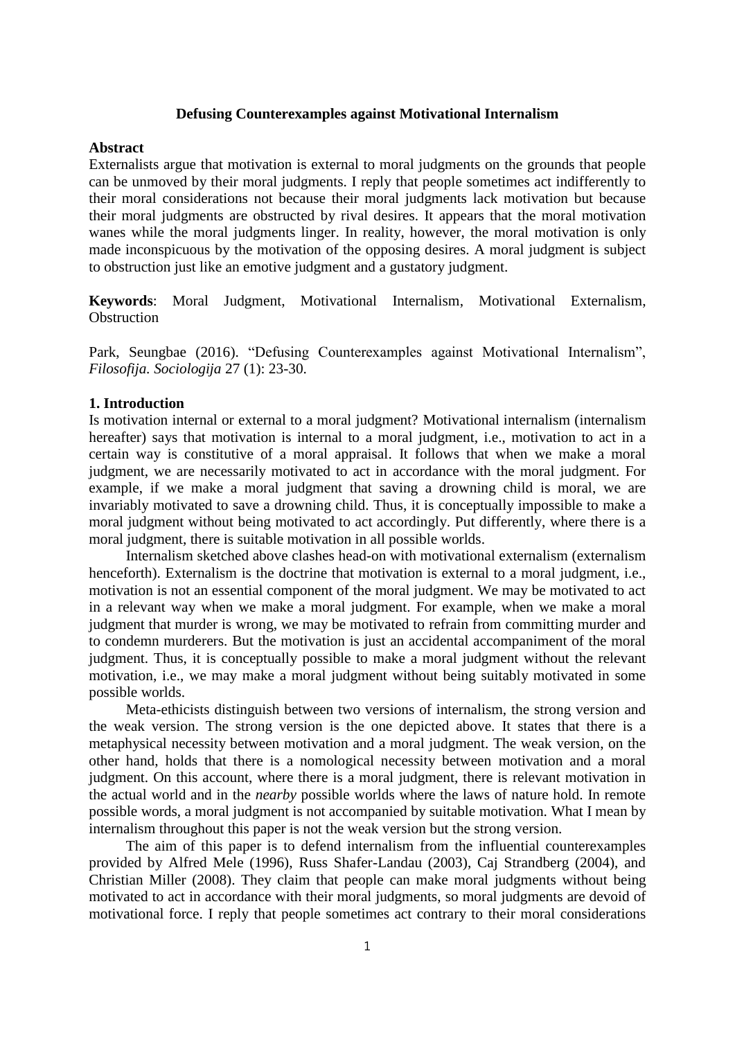**Defusing Counterexamples against Motivational Internalism**

**Abstract**

Externalists argue that motivation is external to moral judgments on the grounds that people can be unmoved by their moral judgments. I reply that people sometimes act indifferently to their moral considerations not because their moral judgments lack motivation but because their moral judgments are obstructed by rival desires. It appears that the moral motivation wanes while the moral judgments linger. In reality, however, the moral motivation is only made inconspicuous by the motivation of the opposing desires. A moral judgment is subject to obstruction just like an emotive judgment and a gustatory judgment.

**Keywords**: Moral Judgment, Motivational Internalism, Motivational Externalism, Obstruction

Park, Seungbae (2016). "Defusing Counterexamples against Motivational Internalism", *Filosofija. Sociologija* 27 (1): 23-30.

## 1. Introduction

Is motivation internal or external to a moral judgment? Motivational internalism (internalism hereafter) says that motivation is internal to a moral judgment, i.e., motivation to act in a certain way is constitutive of a moral appraisal. It follows that when we make a moral judgment, we are necessarily motivated to act in accordance with the moral judgment. For example, if we make a moral judgment that saving a drowning child is moral, we are invariably motivated to save a drowning child. Thus, it is conceptually impossible to make a moral judgment without being motivated to act accordingly. Put differently, where there is a moral judgment, there is suitable motivation in all possible worlds.

Internalism sketched above clashes head-on with motivational externalism (externalism henceforth). Externalism is the doctrine that motivation is external to a moral judgment, i.e., motivation is not an essential component of the moral judgment. We may be motivated to act in a relevant way when we make a moral judgment. For example, when we make a moral judgment that murder is wrong, we may be motivated to refrain from committing murder and to condemn murderers. But the motivation is just an accidental accompaniment of the moral judgment. Thus, it is conceptually possible to make a moral judgment without the relevant motivation, i.e., we may make a moral judgment without being suitably motivated in some possible worlds.

Meta-ethicists distinguish between two versions of internalism, the strong version and the weak version. The strong version is the one depicted above. It states that there is a metaphysical necessity between motivation and a moral judgment. The weak version, on the other hand, holds that there is a nomological necessity between motivation and a moral judgment. On this account, where there is a moral judgment, there is relevant motivation in the actual world and in the *nearby* possible worlds where the laws of nature hold. In remote possible words, a moral judgment is not accompanied by suitable motivation. What I mean by internalism throughout this paper is not the weak version but the strong version.

The aim of this paper is to defend internalism from the influential counterexamples provided by Alfred Mele (1996), Russ Shafer-Landau (2003), Caj Strandberg (2004), and Christian Miller (2008). They claim that people can make moral judgments without being motivated to act in accordance with their moral judgments, so moral judgments are devoid of motivational force. I reply that people sometimes act contrary to their moral considerations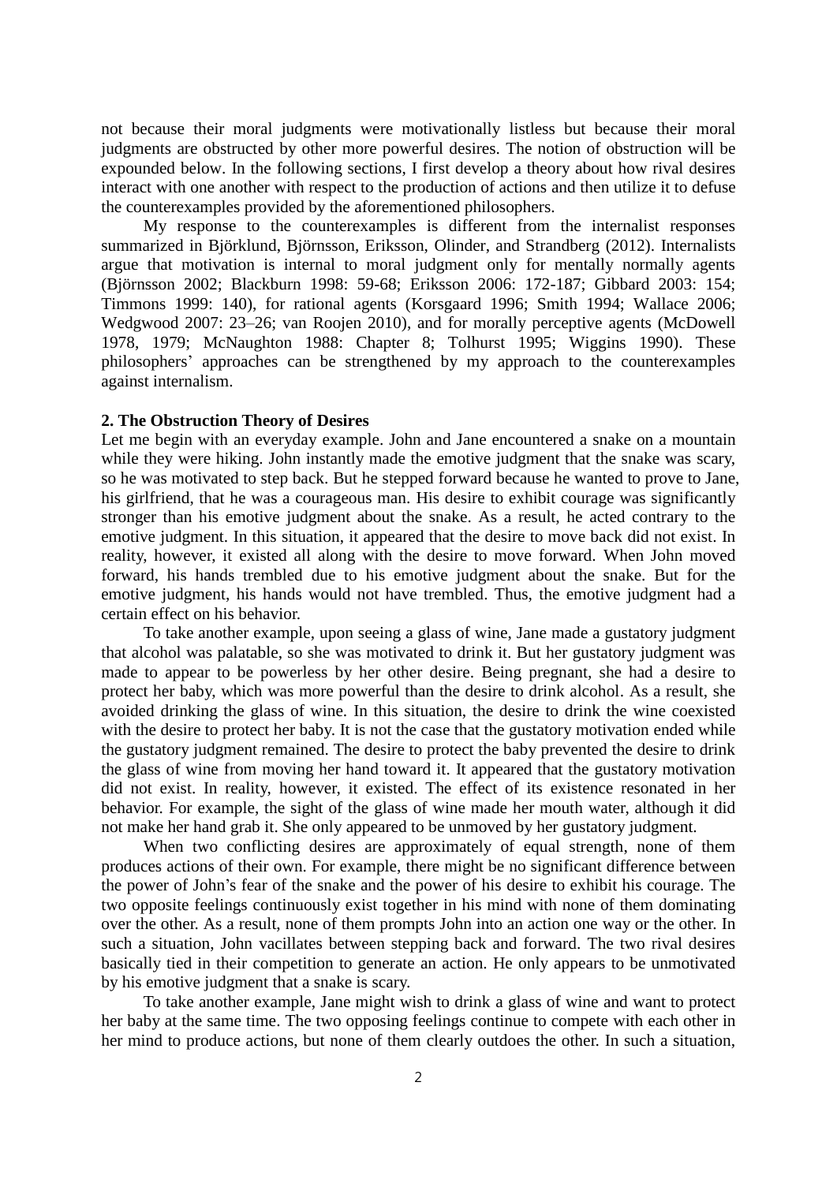not because their moral judgments were motivationally listless but because their moral judgments are obstructed by other more powerful desires. The notion of obstruction will be expounded below. In the following sections, I first develop a theory about how rival desires interact with one another with respect to the production of actions and then utilize it to defuse the counterexamples provided by the aforementioned philosophers.

My response to the counterexamples is different from the internalist responses summarized in Björklund, Björnsson, Eriksson, Olinder, and Strandberg (2012). Internalists argue that motivation is internal to moral judgment only for mentally normally agents (Björnsson 2002; Blackburn 1998: 59-68; Eriksson 2006: 172-187; Gibbard 2003: 154; Timmons 1999: 140), for rational agents (Korsgaard 1996; Smith 1994; Wallace 2006; Wedgwood 2007: 23–26; van Roojen 2010), and for morally perceptive agents (McDowell 1978, 1979; McNaughton 1988: Chapter 8; Tolhurst 1995; Wiggins 1990). These philosophers' approaches can be strengthened by my approach to the counterexamples against internalism.

## 2. The Obstruction Theory of Desires

Let me begin with an everyday example. John and Jane encountered a snake on a mountain while they were hiking. John instantly made the emotive judgment that the snake was scary, so he was motivated to step back. But he stepped forward because he wanted to prove to Jane, his girlfriend, that he was a courageous man. His desire to exhibit courage was significantly stronger than his emotive judgment about the snake. As a result, he acted contrary to the emotive judgment. In this situation, it appeared that the desire to move back did not exist. In reality, however, it existed all along with the desire to move forward. When John moved forward, his hands trembled due to his emotive judgment about the snake. But for the emotive judgment, his hands would not have trembled. Thus, the emotive judgment had a certain effect on his behavior.

To take another example, upon seeing a glass of wine, Jane made a gustatory judgment that alcohol was palatable, so she was motivated to drink it. But her gustatory judgment was made to appear to be powerless by her other desire. Being pregnant, she had a desire to protect her baby, which was more powerful than the desire to drink alcohol. As a result, she avoided drinking the glass of wine. In this situation, the desire to drink the wine coexisted with the desire to protect her baby. It is not the case that the gustatory motivation ended while the gustatory judgment remained. The desire to protect the baby prevented the desire to drink the glass of wine from moving her hand toward it. It appeared that the gustatory motivation did not exist. In reality, however, it existed. The effect of its existence resonated in her behavior. For example, the sight of the glass of wine made her mouth water, although it did not make her hand grab it. She only appeared to be unmoved by her gustatory judgment.

When two conflicting desires are approximately of equal strength, none of them produces actions of their own. For example, there might be no significant difference between the power of John's fear of the snake and the power of his desire to exhibit his courage. The two opposite feelings continuously exist together in his mind with none of them dominating over the other. As a result, none of them prompts John into an action one way or the other. In such a situation, John vacillates between stepping back and forward. The two rival desires basically tied in their competition to generate an action. He only appears to be unmotivated by his emotive judgment that a snake is scary.

To take another example, Jane might wish to drink a glass of wine and want to protect her baby at the same time. The two opposing feelings continue to compete with each other in her mind to produce actions, but none of them clearly outdoes the other. In such a situation,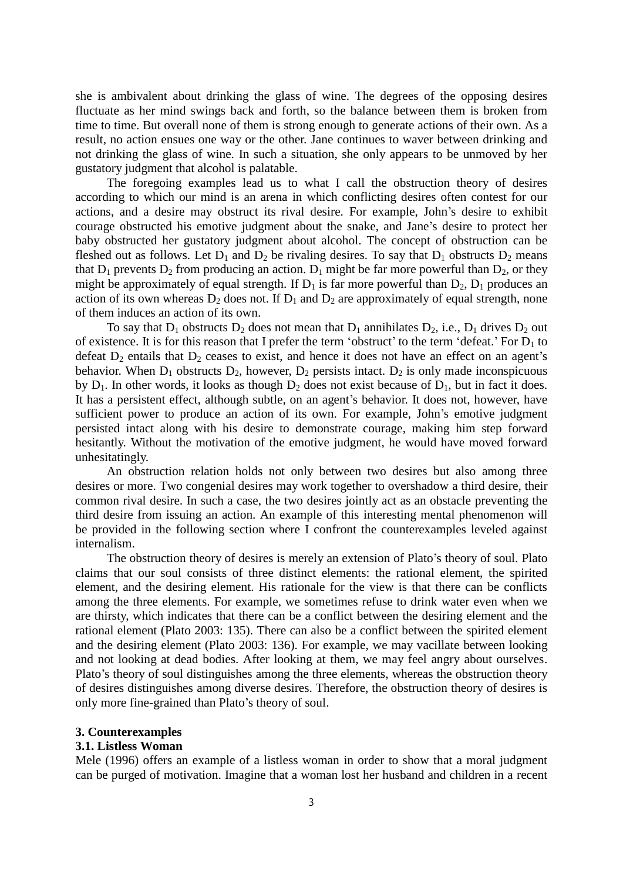she is ambivalent about drinking the glass of wine. The degrees of the opposing desires fluctuate as her mind swings back and forth, so the balance between them is broken from time to time. But overall none of them is strong enough to generate actions of their own. As a result, no action ensues one way or the other. Jane continues to waver between drinking and not drinking the glass of wine. In such a situation, she only appears to be unmoved by her gustatory judgment that alcohol is palatable.

The foregoing examples lead us to what I call the obstruction theory of desires according to which our mind is an arena in which conflicting desires often contest for our actions, and a desire may obstruct its rival desire. For example, John's desire to exhibit courage obstructed his emotive judgment about the snake, and Jane's desire to protect her baby obstructed her gustatory judgment about alcohol. The concept of obstruction can be fleshed out as follows. Let $D_1$ and $D_2$ be rivaling desires. To say that $D_1$ obstructs $D_2$ means that $D_1$ prevents $D_2$ from producing an action. $D_1$ might be far more powerful than $D_2$, or they might be approximately of equal strength. If $D_1$ is far more powerful than $D_2$, $D_1$ produces an action of its own whereas $D_2$ does not. If $D_1$ and $D_2$ are approximately of equal strength, none of them induces an action of its own.

To say that $D_1$ obstructs $D_2$ does not mean that $D_1$ annihilates $D_2$, i.e., $D_1$ drives $D_2$ out of existence. It is for this reason that I prefer the term 'obstruct' to the term 'defeat.' For $D_1$ to defeat $D_2$ entails that $D_2$ ceases to exist, and hence it does not have an effect on an agent's behavior. When $D_1$ obstructs $D_2$, however, $D_2$ persists intact. $D_2$ is only made inconspicuous by $D_1$. In other words, it looks as though $D_2$ does not exist because of $D_1$, but in fact it does. It has a persistent effect, although subtle, on an agent's behavior. It does not, however, have sufficient power to produce an action of its own. For example, John's emotive judgment persisted intact along with his desire to demonstrate courage, making him step forward hesitantly. Without the motivation of the emotive judgment, he would have moved forward unhesitatingly.

An obstruction relation holds not only between two desires but also among three desires or more. Two congenial desires may work together to overshadow a third desire, their common rival desire. In such a case, the two desires jointly act as an obstacle preventing the third desire from issuing an action. An example of this interesting mental phenomenon will be provided in the following section where I confront the counterexamples leveled against internalism.

The obstruction theory of desires is merely an extension of Plato's theory of soul. Plato claims that our soul consists of three distinct elements: the rational element, the spirited element, and the desiring element. His rationale for the view is that there can be conflicts among the three elements. For example, we sometimes refuse to drink water even when we are thirsty, which indicates that there can be a conflict between the desiring element and the rational element (Plato 2003: 135). There can also be a conflict between the spirited element and the desiring element (Plato 2003: 136). For example, we may vacillate between looking and not looking at dead bodies. After looking at them, we may feel angry about ourselves. Plato's theory of soul distinguishes among the three elements, whereas the obstruction theory of desires distinguishes among diverse desires. Therefore, the obstruction theory of desires is only more fine-grained than Plato's theory of soul.

## 3. Counterexamples

### 3.1. Listless Woman

Mele (1996) offers an example of a listless woman in order to show that a moral judgment can be purged of motivation. Imagine that a woman lost her husband and children in a recent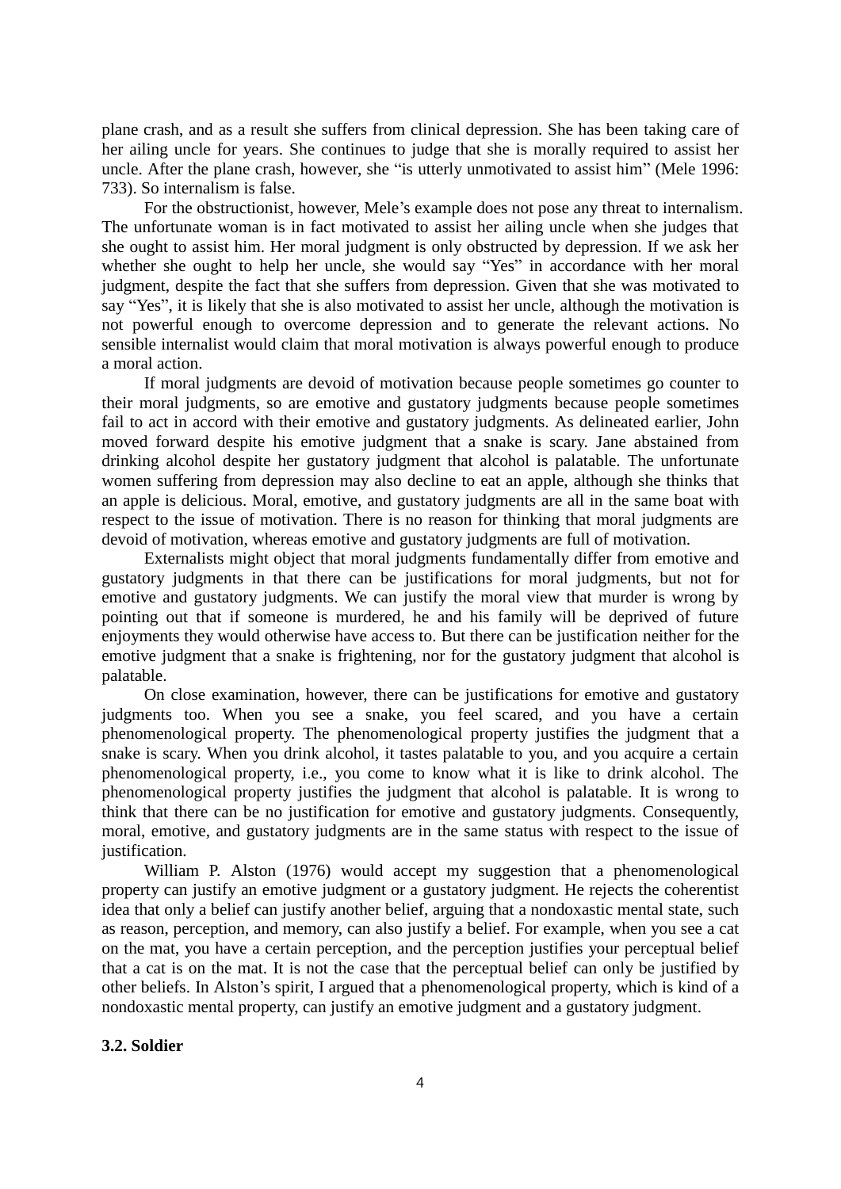plane crash, and as a result she suffers from clinical depression. She has been taking care of her ailing uncle for years. She continues to judge that she is morally required to assist her uncle. After the plane crash, however, she "is utterly unmotivated to assist him" (Mele 1996: 733). So internalism is false.

For the obstructionist, however, Mele's example does not pose any threat to internalism. The unfortunate woman is in fact motivated to assist her ailing uncle when she judges that she ought to assist him. Her moral judgment is only obstructed by depression. If we ask her whether she ought to help her uncle, she would say "Yes" in accordance with her moral judgment, despite the fact that she suffers from depression. Given that she was motivated to say "Yes", it is likely that she is also motivated to assist her uncle, although the motivation is not powerful enough to overcome depression and to generate the relevant actions. No sensible internalist would claim that moral motivation is always powerful enough to produce a moral action.

If moral judgments are devoid of motivation because people sometimes go counter to their moral judgments, so are emotive and gustatory judgments because people sometimes fail to act in accord with their emotive and gustatory judgments. As delineated earlier, John moved forward despite his emotive judgment that a snake is scary. Jane abstained from drinking alcohol despite her gustatory judgment that alcohol is palatable. The unfortunate women suffering from depression may also decline to eat an apple, although she thinks that an apple is delicious. Moral, emotive, and gustatory judgments are all in the same boat with respect to the issue of motivation. There is no reason for thinking that moral judgments are devoid of motivation, whereas emotive and gustatory judgments are full of motivation.

Externalists might object that moral judgments fundamentally differ from emotive and gustatory judgments in that there can be justifications for moral judgments, but not for emotive and gustatory judgments. We can justify the moral view that murder is wrong by pointing out that if someone is murdered, he and his family will be deprived of future enjoyments they would otherwise have access to. But there can be justification neither for the emotive judgment that a snake is frightening, nor for the gustatory judgment that alcohol is palatable.

On close examination, however, there can be justifications for emotive and gustatory judgments too. When you see a snake, you feel scared, and you have a certain phenomenological property. The phenomenological property justifies the judgment that a snake is scary. When you drink alcohol, it tastes palatable to you, and you acquire a certain phenomenological property, i.e., you come to know what it is like to drink alcohol. The phenomenological property justifies the judgment that alcohol is palatable. It is wrong to think that there can be no justification for emotive and gustatory judgments. Consequently, moral, emotive, and gustatory judgments are in the same status with respect to the issue of justification.

William P. Alston (1976) would accept my suggestion that a phenomenological property can justify an emotive judgment or a gustatory judgment. He rejects the coherentist idea that only a belief can justify another belief, arguing that a nondoxastic mental state, such as reason, perception, and memory, can also justify a belief. For example, when you see a cat on the mat, you have a certain perception, and the perception justifies your perceptual belief that a cat is on the mat. It is not the case that the perceptual belief can only be justified by other beliefs. In Alston's spirit, I argued that a phenomenological property, which is kind of a nondoxastic mental property, can justify an emotive judgment and a gustatory judgment.

### 3.2. Soldier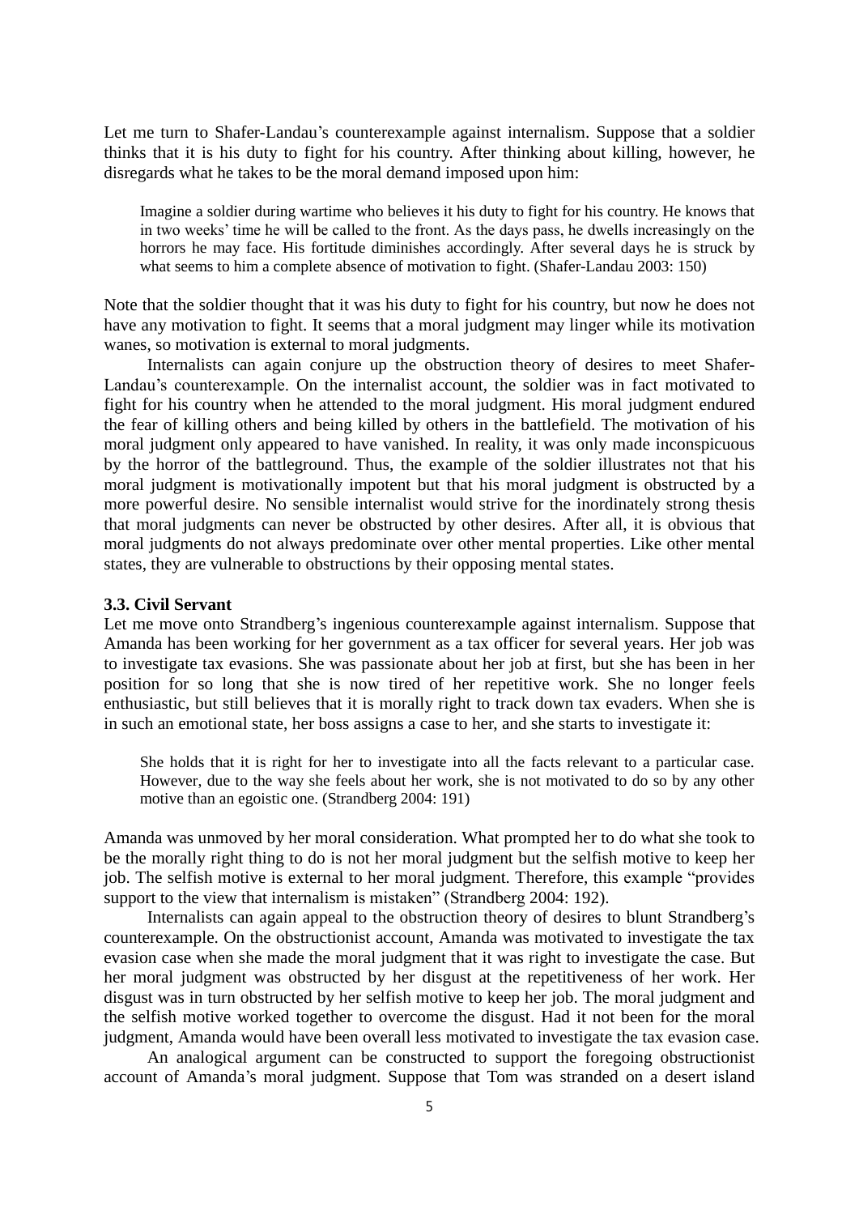Let me turn to Shafer-Landau's counterexample against internalism. Suppose that a soldier thinks that it is his duty to fight for his country. After thinking about killing, however, he disregards what he takes to be the moral demand imposed upon him:

> Imagine a soldier during wartime who believes it his duty to fight for his country. He knows that in two weeks' time he will be called to the front. As the days pass, he dwells increasingly on the horrors he may face. His fortitude diminishes accordingly. After several days he is struck by what seems to him a complete absence of motivation to fight. (Shafer-Landau 2003: 150)

Note that the soldier thought that it was his duty to fight for his country, but now he does not have any motivation to fight. It seems that a moral judgment may linger while its motivation wanes, so motivation is external to moral judgments.

Internalists can again conjure up the obstruction theory of desires to meet Shafer-Landau's counterexample. On the internalist account, the soldier was in fact motivated to fight for his country when he attended to the moral judgment. His moral judgment endured the fear of killing others and being killed by others in the battlefield. The motivation of his moral judgment only appeared to have vanished. In reality, it was only made inconspicuous by the horror of the battleground. Thus, the example of the soldier illustrates not that his moral judgment is motivationally impotent but that his moral judgment is obstructed by a more powerful desire. No sensible internalist would strive for the inordinately strong thesis that moral judgments can never be obstructed by other desires. After all, it is obvious that moral judgments do not always predominate over other mental properties. Like other mental states, they are vulnerable to obstructions by their opposing mental states.

### 3.3. Civil Servant

Let me move onto Strandberg's ingenious counterexample against internalism. Suppose that Amanda has been working for her government as a tax officer for several years. Her job was to investigate tax evasions. She was passionate about her job at first, but she has been in her position for so long that she is now tired of her repetitive work. She no longer feels enthusiastic, but still believes that it is morally right to track down tax evaders. When she is in such an emotional state, her boss assigns a case to her, and she starts to investigate it:

> She holds that it is right for her to investigate into all the facts relevant to a particular case. However, due to the way she feels about her work, she is not motivated to do so by any other motive than an egoistic one. (Strandberg 2004: 191)

Amanda was unmoved by her moral consideration. What prompted her to do what she took to be the morally right thing to do is not her moral judgment but the selfish motive to keep her job. The selfish motive is external to her moral judgment. Therefore, this example "provides support to the view that internalism is mistaken" (Strandberg 2004: 192).

Internalists can again appeal to the obstruction theory of desires to blunt Strandberg's counterexample. On the obstructionist account, Amanda was motivated to investigate the tax evasion case when she made the moral judgment that it was right to investigate the case. But her moral judgment was obstructed by her disgust at the repetitiveness of her work. Her disgust was in turn obstructed by her selfish motive to keep her job. The moral judgment and the selfish motive worked together to overcome the disgust. Had it not been for the moral judgment, Amanda would have been overall less motivated to investigate the tax evasion case.

An analogical argument can be constructed to support the foregoing obstructionist account of Amanda's moral judgment. Suppose that Tom was stranded on a desert island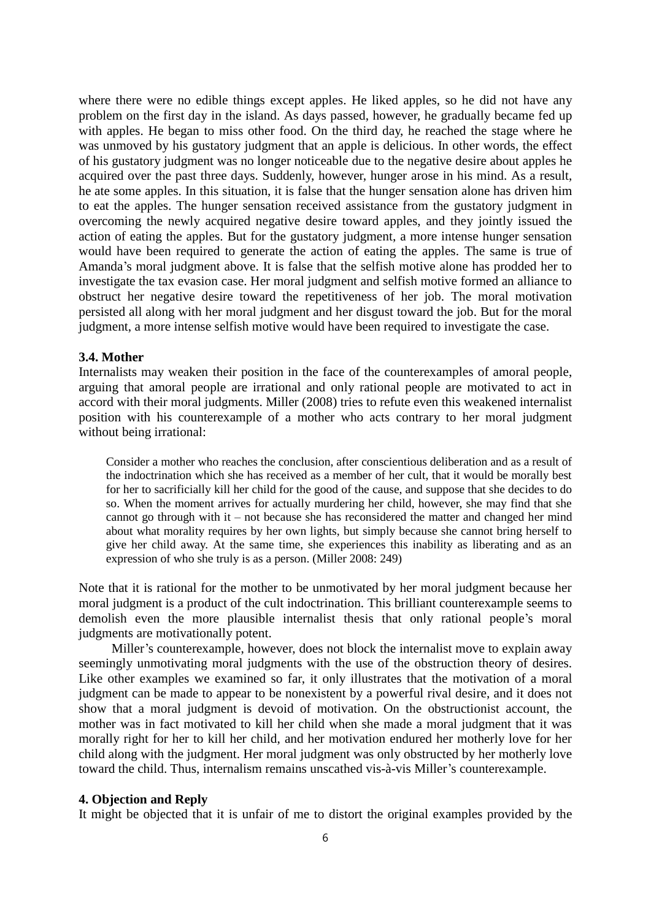where there were no edible things except apples. He liked apples, so he did not have any problem on the first day in the island. As days passed, however, he gradually became fed up with apples. He began to miss other food. On the third day, he reached the stage where he was unmoved by his gustatory judgment that an apple is delicious. In other words, the effect of his gustatory judgment was no longer noticeable due to the negative desire about apples he acquired over the past three days. Suddenly, however, hunger arose in his mind. As a result, he ate some apples. In this situation, it is false that the hunger sensation alone has driven him to eat the apples. The hunger sensation received assistance from the gustatory judgment in overcoming the newly acquired negative desire toward apples, and they jointly issued the action of eating the apples. But for the gustatory judgment, a more intense hunger sensation would have been required to generate the action of eating the apples. The same is true of Amanda's moral judgment above. It is false that the selfish motive alone has prodded her to investigate the tax evasion case. Her moral judgment and selfish motive formed an alliance to obstruct her negative desire toward the repetitiveness of her job. The moral motivation persisted all along with her moral judgment and her disgust toward the job. But for the moral judgment, a more intense selfish motive would have been required to investigate the case.

### 3.4. Mother

Internalists may weaken their position in the face of the counterexamples of amoral people, arguing that amoral people are irrational and only rational people are motivated to act in accord with their moral judgments. Miller (2008) tries to refute even this weakened internalist position with his counterexample of a mother who acts contrary to her moral judgment without being irrational:

> Consider a mother who reaches the conclusion, after conscientious deliberation and as a result of the indoctrination which she has received as a member of her cult, that it would be morally best for her to sacrificially kill her child for the good of the cause, and suppose that she decides to do so. When the moment arrives for actually murdering her child, however, she may find that she cannot go through with it – not because she has reconsidered the matter and changed her mind about what morality requires by her own lights, but simply because she cannot bring herself to give her child away. At the same time, she experiences this inability as liberating and as an expression of who she truly is as a person. (Miller 2008: 249)

Note that it is rational for the mother to be unmotivated by her moral judgment because her moral judgment is a product of the cult indoctrination. This brilliant counterexample seems to demolish even the more plausible internalist thesis that only rational people's moral judgments are motivationally potent.

Miller's counterexample, however, does not block the internalist move to explain away seemingly unmotivating moral judgments with the use of the obstruction theory of desires. Like other examples we examined so far, it only illustrates that the motivation of a moral judgment can be made to appear to be nonexistent by a powerful rival desire, and it does not show that a moral judgment is devoid of motivation. On the obstructionist account, the mother was in fact motivated to kill her child when she made a moral judgment that it was morally right for her to kill her child, and her motivation endured her motherly love for her child along with the judgment. Her moral judgment was only obstructed by her motherly love toward the child. Thus, internalism remains unscathed vis-à-vis Miller's counterexample.

## 4. Objection and Reply

It might be objected that it is unfair of me to distort the original examples provided by the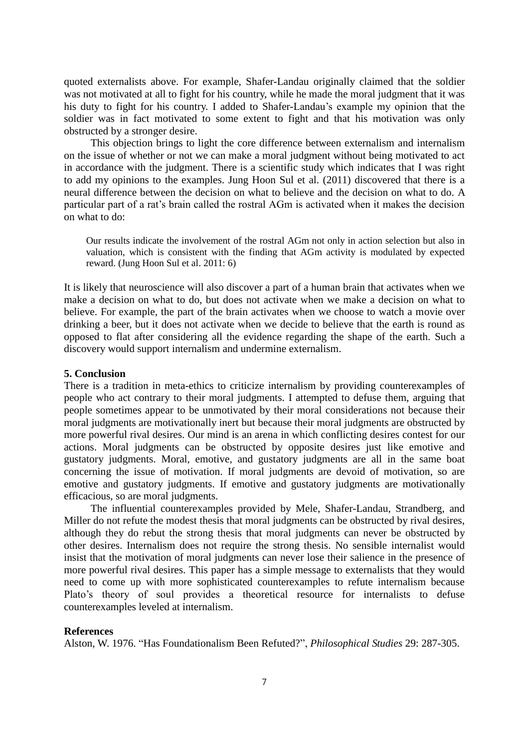quoted externalists above. For example, Shafer-Landau originally claimed that the soldier was not motivated at all to fight for his country, while he made the moral judgment that it was his duty to fight for his country. I added to Shafer-Landau's example my opinion that the soldier was in fact motivated to some extent to fight and that his motivation was only obstructed by a stronger desire.

This objection brings to light the core difference between externalism and internalism on the issue of whether or not we can make a moral judgment without being motivated to act in accordance with the judgment. There is a scientific study which indicates that I was right to add my opinions to the examples. Jung Hoon Sul et al. (2011) discovered that there is a neural difference between the decision on what to believe and the decision on what to do. A particular part of a rat's brain called the rostral AGm is activated when it makes the decision on what to do:

> Our results indicate the involvement of the rostral AGm not only in action selection but also in valuation, which is consistent with the finding that AGm activity is modulated by expected reward. (Jung Hoon Sul et al. 2011: 6)

It is likely that neuroscience will also discover a part of a human brain that activates when we make a decision on what to do, but does not activate when we make a decision on what to believe. For example, the part of the brain activates when we choose to watch a movie over drinking a beer, but it does not activate when we decide to believe that the earth is round as opposed to flat after considering all the evidence regarding the shape of the earth. Such a discovery would support internalism and undermine externalism.

## 5. Conclusion

There is a tradition in meta-ethics to criticize internalism by providing counterexamples of people who act contrary to their moral judgments. I attempted to defuse them, arguing that people sometimes appear to be unmotivated by their moral considerations not because their moral judgments are motivationally inert but because their moral judgments are obstructed by more powerful rival desires. Our mind is an arena in which conflicting desires contest for our actions. Moral judgments can be obstructed by opposite desires just like emotive and gustatory judgments. Moral, emotive, and gustatory judgments are all in the same boat concerning the issue of motivation. If moral judgments are devoid of motivation, so are emotive and gustatory judgments. If emotive and gustatory judgments are motivationally efficacious, so are moral judgments.

The influential counterexamples provided by Mele, Shafer-Landau, Strandberg, and Miller do not refute the modest thesis that moral judgments can be obstructed by rival desires, although they do rebut the strong thesis that moral judgments can never be obstructed by other desires. Internalism does not require the strong thesis. No sensible internalist would insist that the motivation of moral judgments can never lose their salience in the presence of more powerful rival desires. This paper has a simple message to externalists that they would need to come up with more sophisticated counterexamples to refute internalism because Plato's theory of soul provides a theoretical resource for internalists to defuse counterexamples leveled at internalism.

## References

Alston, W. 1976. "Has Foundationalism Been Refuted?", *Philosophical Studies* 29: 287-305.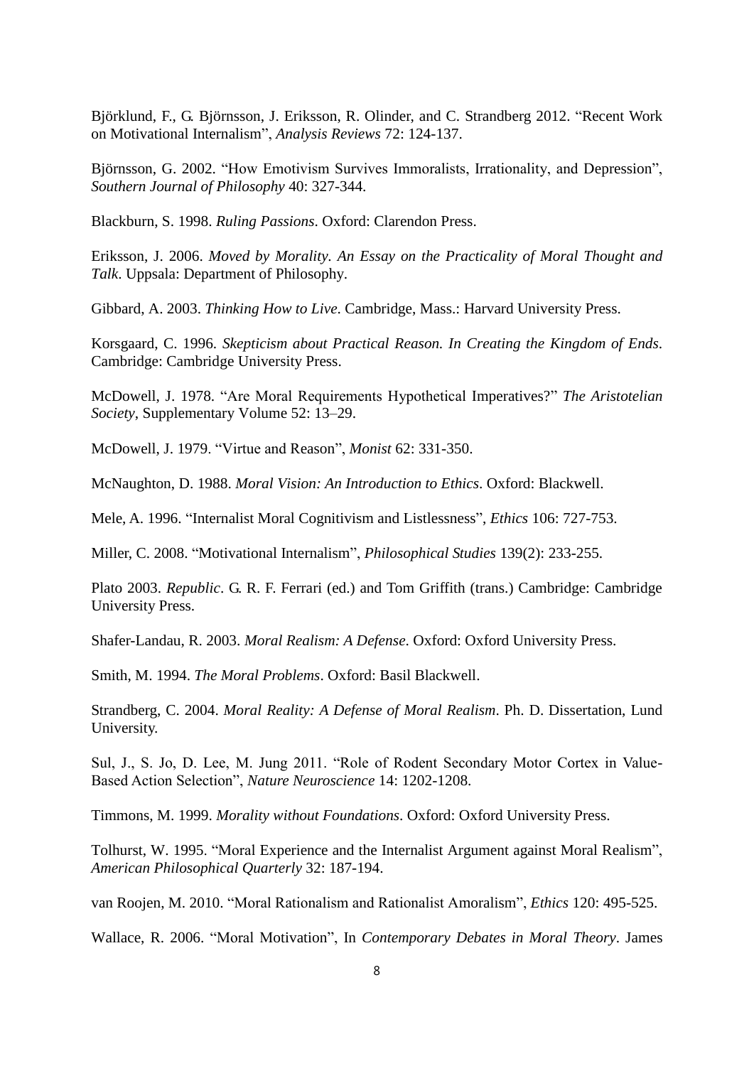Björklund, F., G. Björnsson, J. Eriksson, R. Olinder, and C. Strandberg 2012. "Recent Work on Motivational Internalism", *Analysis Reviews* 72: 124-137.

Björnsson, G. 2002. "How Emotivism Survives Immoralists, Irrationality, and Depression", *Southern Journal of Philosophy* 40: 327-344.

Blackburn, S. 1998. *Ruling Passions*. Oxford: Clarendon Press.

Eriksson, J. 2006. *Moved by Morality. An Essay on the Practicality of Moral Thought and Talk*. Uppsala: Department of Philosophy.

Gibbard, A. 2003. *Thinking How to Live*. Cambridge, Mass.: Harvard University Press.

Korsgaard, C. 1996. *Skepticism about Practical Reason. In Creating the Kingdom of Ends*. Cambridge: Cambridge University Press.

McDowell, J. 1978. "Are Moral Requirements Hypothetical Imperatives?" *The Aristotelian Society*, Supplementary Volume 52: 13–29.

McDowell, J. 1979. "Virtue and Reason", *Monist* 62: 331-350.

McNaughton, D. 1988. *Moral Vision: An Introduction to Ethics*. Oxford: Blackwell.

Mele, A. 1996. "Internalist Moral Cognitivism and Listlessness", *Ethics* 106: 727-753.

Miller, C. 2008. "Motivational Internalism", *Philosophical Studies* 139(2): 233-255.

Plato 2003. *Republic*. G. R. F. Ferrari (ed.) and Tom Griffith (trans.) Cambridge: Cambridge University Press.

Shafer-Landau, R. 2003. *Moral Realism: A Defense*. Oxford: Oxford University Press.

Smith, M. 1994. *The Moral Problems*. Oxford: Basil Blackwell.

Strandberg, C. 2004. *Moral Reality: A Defense of Moral Realism*. Ph. D. Dissertation, Lund University.

Sul, J., S. Jo, D. Lee, M. Jung 2011. "Role of Rodent Secondary Motor Cortex in Value-Based Action Selection", *Nature Neuroscience* 14: 1202-1208.

Timmons, M. 1999. *Morality without Foundations*. Oxford: Oxford University Press.

Tolhurst, W. 1995. "Moral Experience and the Internalist Argument against Moral Realism", *American Philosophical Quarterly* 32: 187-194.

van Roojen, M. 2010. "Moral Rationalism and Rationalist Amoralism", *Ethics* 120: 495-525.

Wallace, R. 2006. "Moral Motivation", In *Contemporary Debates in Moral Theory*. James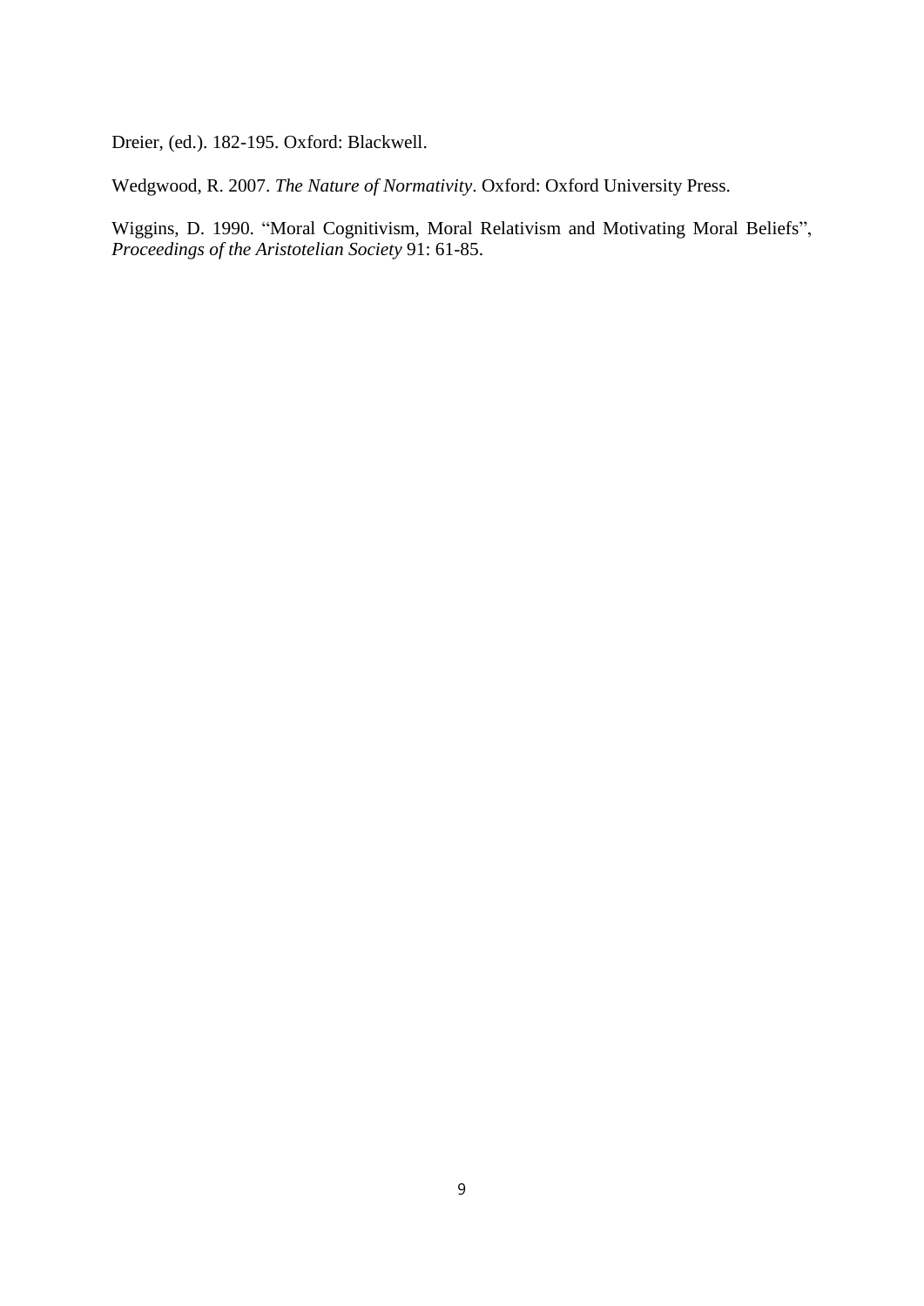Dreier, (ed.). 182-195. Oxford: Blackwell.

Wedgwood, R. 2007. *The Nature of Normativity*. Oxford: Oxford University Press.

Wiggins, D. 1990. "Moral Cognitivism, Moral Relativism and Motivating Moral Beliefs", *Proceedings of the Aristotelian Society* 91: 61-85.